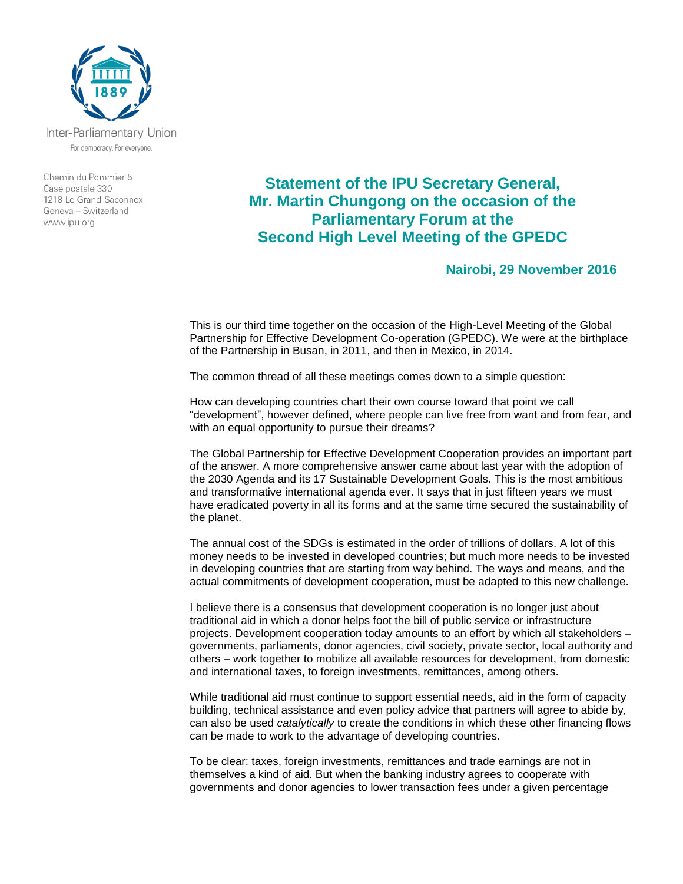Inter-Parliamentary Union

For democracy. For everyone.

Chemin du Pommier 5
Case postale 330
1218 Le Grand-Saconnex
Geneva – Switzerland
www.ipu.org

# Statement of the IPU Secretary General, Mr. Martin Chungong on the occasion of the Parliamentary Forum at the Second High Level Meeting of the GPEDC

**Nairobi, 29 November 2016**

This is our third time together on the occasion of the High-Level Meeting of the Global Partnership for Effective Development Co-operation (GPEDC). We were at the birthplace of the Partnership in Busan, in 2011, and then in Mexico, in 2014.

The common thread of all these meetings comes down to a simple question:

How can developing countries chart their own course toward that point we call "development", however defined, where people can live free from want and from fear, and with an equal opportunity to pursue their dreams?

The Global Partnership for Effective Development Cooperation provides an important part of the answer. A more comprehensive answer came about last year with the adoption of the 2030 Agenda and its 17 Sustainable Development Goals. This is the most ambitious and transformative international agenda ever. It says that in just fifteen years we must have eradicated poverty in all its forms and at the same time secured the sustainability of the planet.

The annual cost of the SDGs is estimated in the order of trillions of dollars. A lot of this money needs to be invested in developed countries; but much more needs to be invested in developing countries that are starting from way behind. The ways and means, and the actual commitments of development cooperation, must be adapted to this new challenge.

I believe there is a consensus that development cooperation is no longer just about traditional aid in which a donor helps foot the bill of public service or infrastructure projects. Development cooperation today amounts to an effort by which all stakeholders – governments, parliaments, donor agencies, civil society, private sector, local authority and others – work together to mobilize all available resources for development, from domestic and international taxes, to foreign investments, remittances, among others.

While traditional aid must continue to support essential needs, aid in the form of capacity building, technical assistance and even policy advice that partners will agree to abide by, can also be used *catalytically* to create the conditions in which these other financing flows can be made to work to the advantage of developing countries.

To be clear: taxes, foreign investments, remittances and trade earnings are not in themselves a kind of aid. But when the banking industry agrees to cooperate with governments and donor agencies to lower transaction fees under a given percentage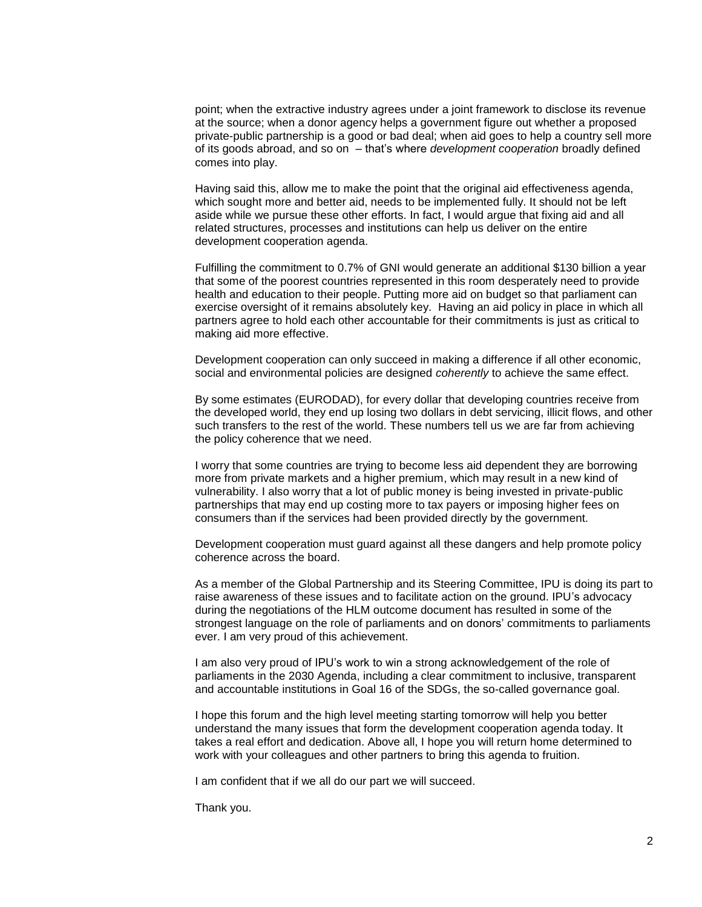point; when the extractive industry agrees under a joint framework to disclose its revenue at the source; when a donor agency helps a government figure out whether a proposed private-public partnership is a good or bad deal; when aid goes to help a country sell more of its goods abroad, and so on – that's where *development cooperation* broadly defined comes into play.

Having said this, allow me to make the point that the original aid effectiveness agenda, which sought more and better aid, needs to be implemented fully. It should not be left aside while we pursue these other efforts. In fact, I would argue that fixing aid and all related structures, processes and institutions can help us deliver on the entire development cooperation agenda.

Fulfilling the commitment to 0.7% of GNI would generate an additional $130 billion a year that some of the poorest countries represented in this room desperately need to provide health and education to their people. Putting more aid on budget so that parliament can exercise oversight of it remains absolutely key. Having an aid policy in place in which all partners agree to hold each other accountable for their commitments is just as critical to making aid more effective.

Development cooperation can only succeed in making a difference if all other economic, social and environmental policies are designed *coherently* to achieve the same effect.

By some estimates (EURODAD), for every dollar that developing countries receive from the developed world, they end up losing two dollars in debt servicing, illicit flows, and other such transfers to the rest of the world. These numbers tell us we are far from achieving the policy coherence that we need.

I worry that some countries are trying to become less aid dependent they are borrowing more from private markets and a higher premium, which may result in a new kind of vulnerability. I also worry that a lot of public money is being invested in private-public partnerships that may end up costing more to tax payers or imposing higher fees on consumers than if the services had been provided directly by the government.

Development cooperation must guard against all these dangers and help promote policy coherence across the board.

As a member of the Global Partnership and its Steering Committee, IPU is doing its part to raise awareness of these issues and to facilitate action on the ground. IPU's advocacy during the negotiations of the HLM outcome document has resulted in some of the strongest language on the role of parliaments and on donors' commitments to parliaments ever. I am very proud of this achievement.

I am also very proud of IPU's work to win a strong acknowledgement of the role of parliaments in the 2030 Agenda, including a clear commitment to inclusive, transparent and accountable institutions in Goal 16 of the SDGs, the so-called governance goal.

I hope this forum and the high level meeting starting tomorrow will help you better understand the many issues that form the development cooperation agenda today. It takes a real effort and dedication. Above all, I hope you will return home determined to work with your colleagues and other partners to bring this agenda to fruition.

I am confident that if we all do our part we will succeed.

Thank you.